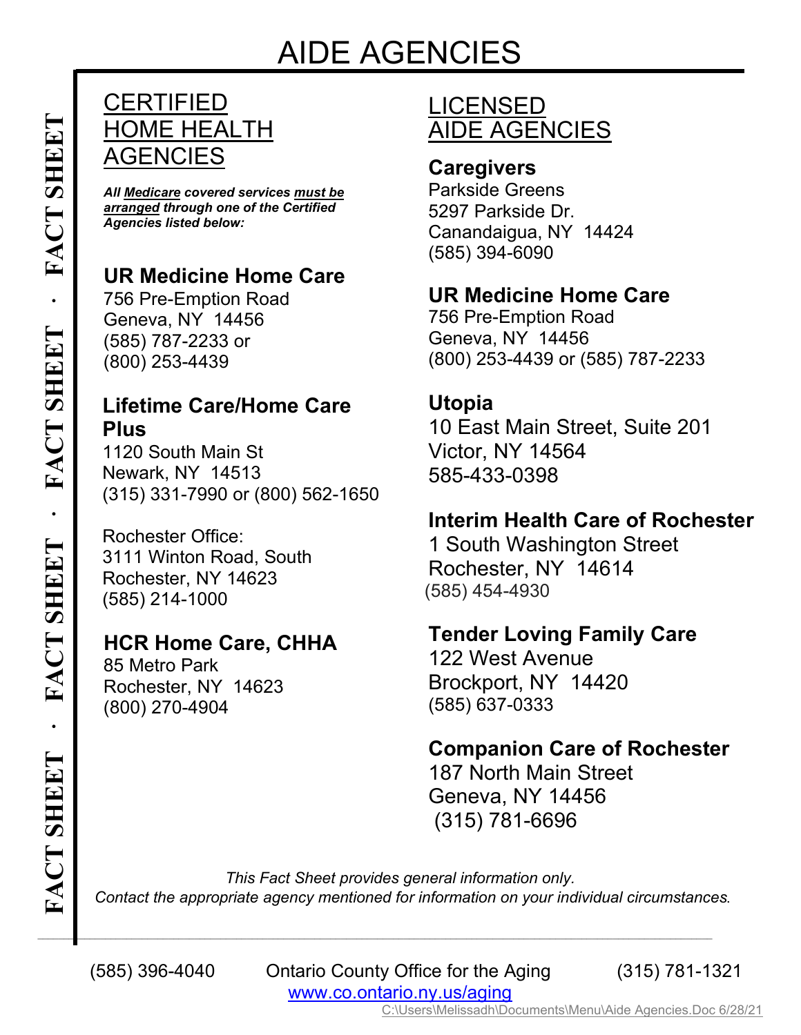# AIDE AGENCIES

## CERTIFIED HOME HEALTH AGENCIES

***All Medicare covered services must be arranged through one of the Certified Agencies listed below:***

**UR Medicine Home Care**
756 Pre-Emption Road
Geneva, NY 14456
(585) 787-2233 or
(800) 253-4439

**Lifetime Care/Home Care Plus**
1120 South Main St
Newark, NY 14513
(315) 331-7990 or (800) 562-1650

Rochester Office:
3111 Winton Road, South
Rochester, NY 14623
(585) 214-1000

**HCR Home Care, CHHA**
85 Metro Park
Rochester, NY 14623
(800) 270-4904

## LICENSED AIDE AGENCIES

**Caregivers**
Parkside Greens
5297 Parkside Dr.
Canandaigua, NY 14424
(585) 394-6090

**UR Medicine Home Care**
756 Pre-Emption Road
Geneva, NY 14456
(800) 253-4439 or (585) 787-2233

**Utopia**
10 East Main Street, Suite 201
Victor, NY 14564
585-433-0398

**Interim Health Care of Rochester**
1 South Washington Street
Rochester, NY 14614
(585) 454-4930

**Tender Loving Family Care**
122 West Avenue
Brockport, NY 14420
(585) 637-0333

**Companion Care of Rochester**
187 North Main Street
Geneva, NY 14456
(315) 781-6696

*This Fact Sheet provides general information only.*
*Contact the appropriate agency mentioned for information on your individual circumstances.*

(585) 396-4040 Ontario County Office for the Aging (315) 781-1321
www.co.ontario.ny.us/aging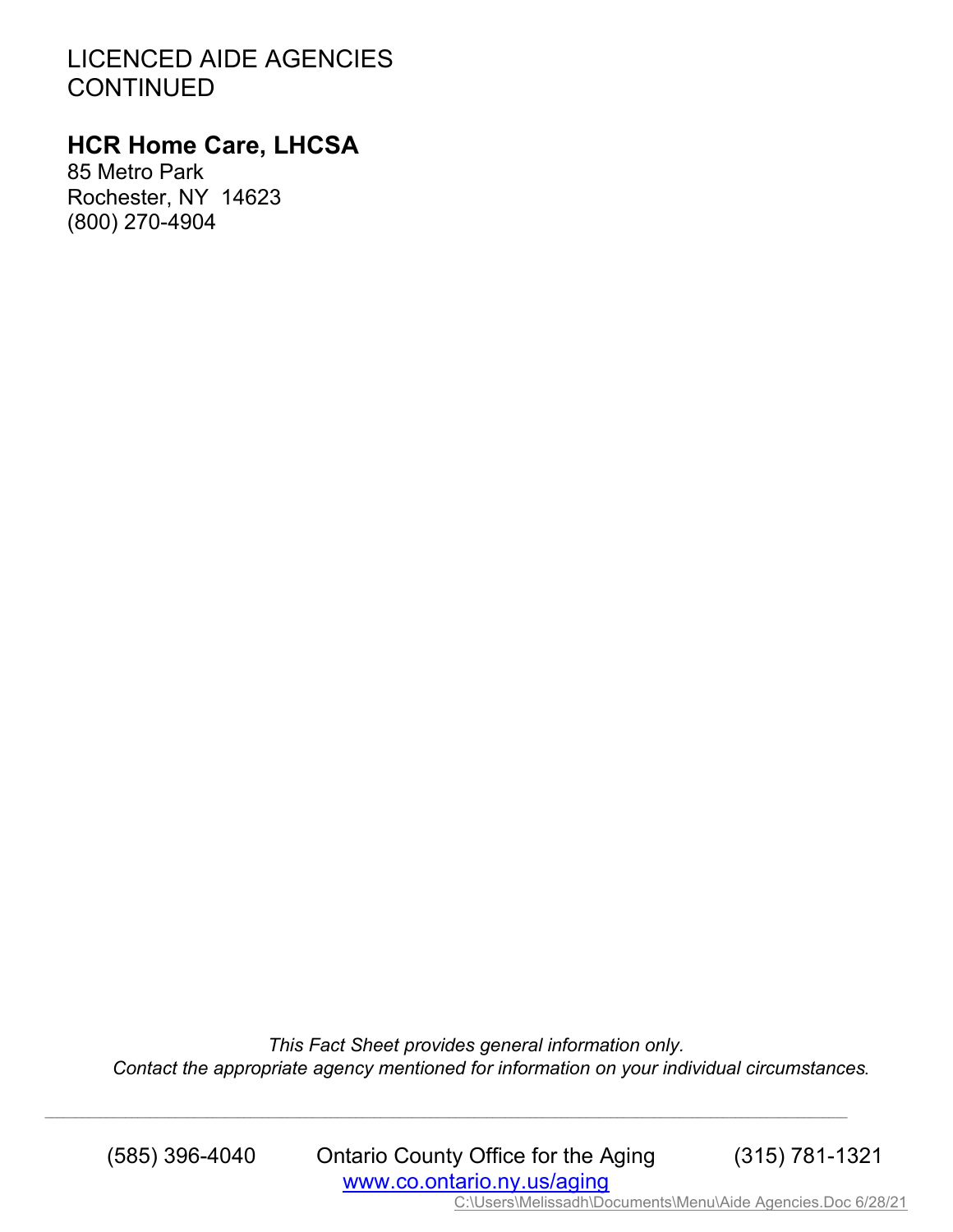LICENCED AIDE AGENCIES CONTINUED

**HCR Home Care, LHCSA**
85 Metro Park
Rochester, NY  14623
(800) 270-4904

*This Fact Sheet provides general information only.*
*Contact the appropriate agency mentioned for information on your individual circumstances.*

(585) 396-4040 Ontario County Office for the Aging (315) 781-1321
www.co.ontario.ny.us/aging

C:\Users\Melissadh\Documents\Menu\Aide Agencies.Doc 6/28/21